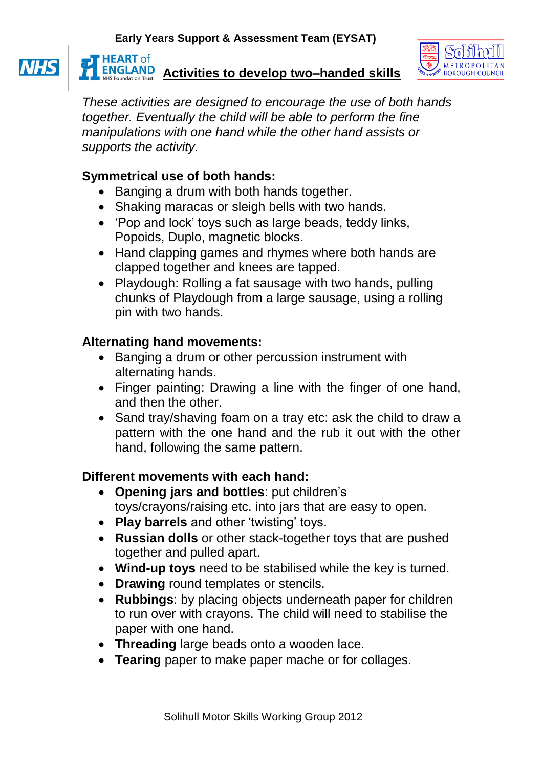Early Years Support & Assessment Team (EYSAT)

# Activities to develop two–handed skills

*These activities are designed to encourage the use of both hands together. Eventually the child will be able to perform the fine manipulations with one hand while the other hand assists or supports the activity.*

## Symmetrical use of both hands:

- Banging a drum with both hands together.
- Shaking maracas or sleigh bells with two hands.
- 'Pop and lock' toys such as large beads, teddy links, Popoids, Duplo, magnetic blocks.
- Hand clapping games and rhymes where both hands are clapped together and knees are tapped.
- Playdough: Rolling a fat sausage with two hands, pulling chunks of Playdough from a large sausage, using a rolling pin with two hands.

## Alternating hand movements:

- Banging a drum or other percussion instrument with alternating hands.
- Finger painting: Drawing a line with the finger of one hand, and then the other.
- Sand tray/shaving foam on a tray etc: ask the child to draw a pattern with the one hand and the rub it out with the other hand, following the same pattern.

## Different movements with each hand:

- **Opening jars and bottles**: put children's toys/crayons/raising etc. into jars that are easy to open.
- **Play barrels** and other 'twisting' toys.
- **Russian dolls** or other stack-together toys that are pushed together and pulled apart.
- **Wind-up toys** need to be stabilised while the key is turned.
- **Drawing** round templates or stencils.
- **Rubbings**: by placing objects underneath paper for children to run over with crayons. The child will need to stabilise the paper with one hand.
- **Threading** large beads onto a wooden lace.
- **Tearing** paper to make paper mache or for collages.

Solihull Motor Skills Working Group 2012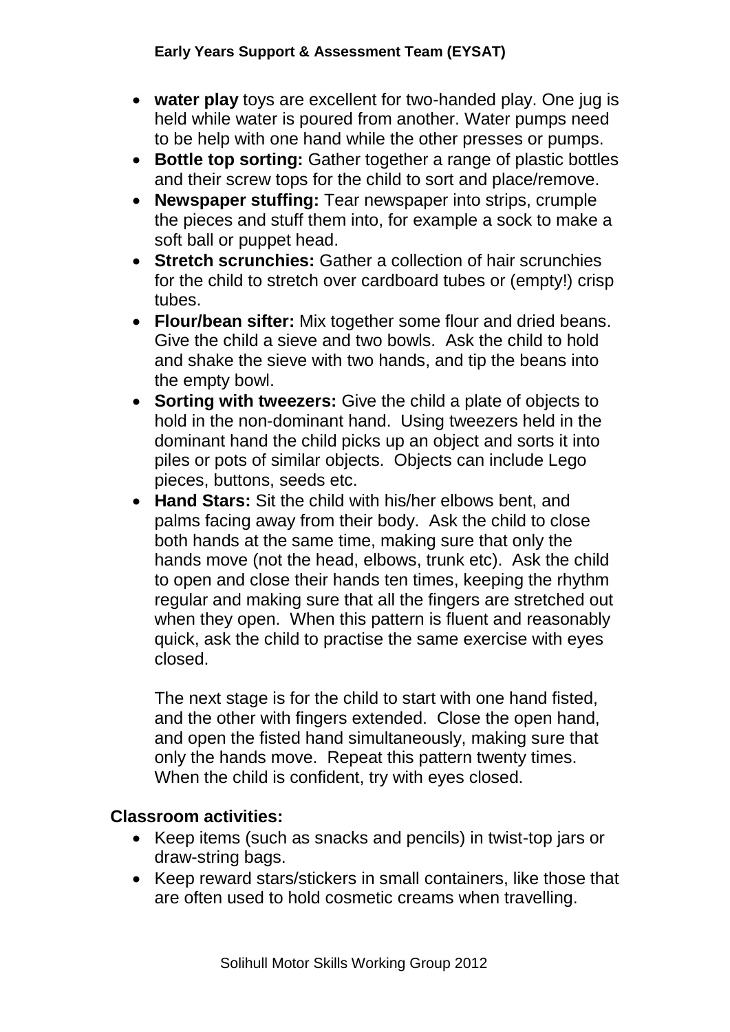- **water play** toys are excellent for two-handed play. One jug is held while water is poured from another. Water pumps need to be help with one hand while the other presses or pumps.
- **Bottle top sorting:** Gather together a range of plastic bottles and their screw tops for the child to sort and place/remove.
- **Newspaper stuffing:** Tear newspaper into strips, crumple the pieces and stuff them into, for example a sock to make a soft ball or puppet head.
- **Stretch scrunchies:** Gather a collection of hair scrunchies for the child to stretch over cardboard tubes or (empty!) crisp tubes.
- **Flour/bean sifter:** Mix together some flour and dried beans. Give the child a sieve and two bowls. Ask the child to hold and shake the sieve with two hands, and tip the beans into the empty bowl.
- **Sorting with tweezers:** Give the child a plate of objects to hold in the non-dominant hand. Using tweezers held in the dominant hand the child picks up an object and sorts it into piles or pots of similar objects. Objects can include Lego pieces, buttons, seeds etc.
- **Hand Stars:** Sit the child with his/her elbows bent, and palms facing away from their body. Ask the child to close both hands at the same time, making sure that only the hands move (not the head, elbows, trunk etc). Ask the child to open and close their hands ten times, keeping the rhythm regular and making sure that all the fingers are stretched out when they open. When this pattern is fluent and reasonably quick, ask the child to practise the same exercise with eyes closed.

  The next stage is for the child to start with one hand fisted, and the other with fingers extended. Close the open hand, and open the fisted hand simultaneously, making sure that only the hands move. Repeat this pattern twenty times. When the child is confident, try with eyes closed.

### Classroom activities:

- Keep items (such as snacks and pencils) in twist-top jars or draw-string bags.
- Keep reward stars/stickers in small containers, like those that are often used to hold cosmetic creams when travelling.